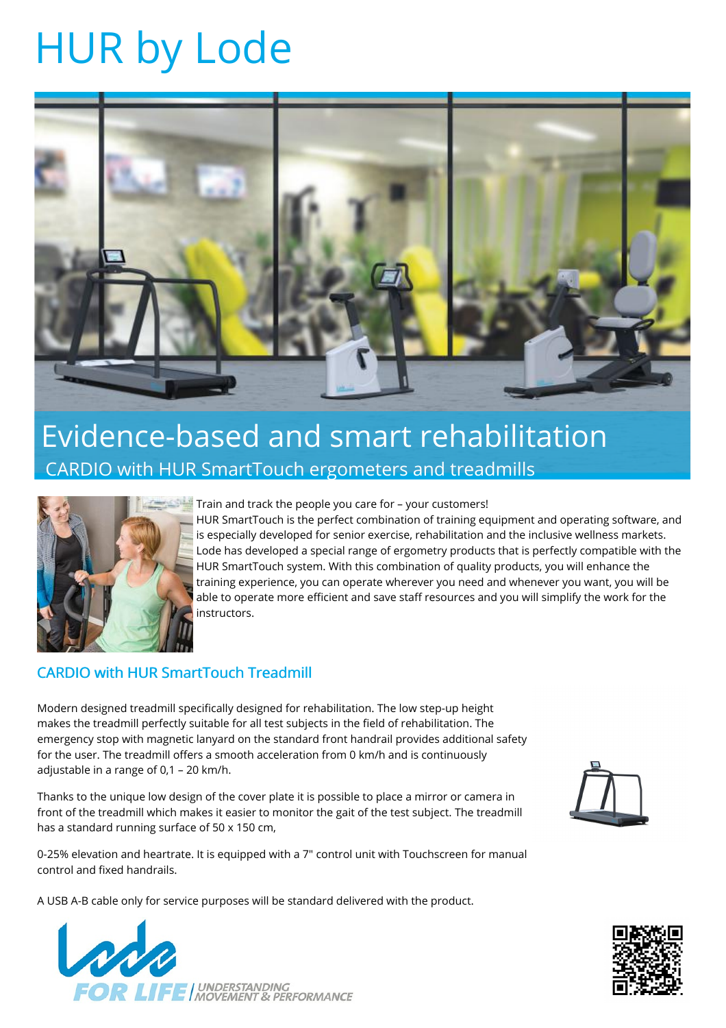# HUR by Lode

## Evidence-based and smart rehabilitation

### CARDIO with HUR SmartTouch ergometers and treadmills

Train and track the people you care for – your customers!
HUR SmartTouch is the perfect combination of training equipment and operating software, and is especially developed for senior exercise, rehabilitation and the inclusive wellness markets. Lode has developed a special range of ergometry products that is perfectly compatible with the HUR SmartTouch system. With this combination of quality products, you will enhance the training experience, you can operate wherever you need and whenever you want, you will be able to operate more efficient and save staff resources and you will simplify the work for the instructors.

### CARDIO with HUR SmartTouch Treadmill

Modern designed treadmill specifically designed for rehabilitation. The low step-up height makes the treadmill perfectly suitable for all test subjects in the field of rehabilitation. The emergency stop with magnetic lanyard on the standard front handrail provides additional safety for the user. The treadmill offers a smooth acceleration from 0 km/h and is continuously adjustable in a range of 0,1 – 20 km/h.

Thanks to the unique low design of the cover plate it is possible to place a mirror or camera in front of the treadmill which makes it easier to monitor the gait of the test subject. The treadmill has a standard running surface of 50 x 150 cm,

0-25% elevation and heartrate. It is equipped with a 7" control unit with Touchscreen for manual control and fixed handrails.

A USB A-B cable only for service purposes will be standard delivered with the product.

Lode FOR LIFE | UNDERSTANDING MOVEMENT & PERFORMANCE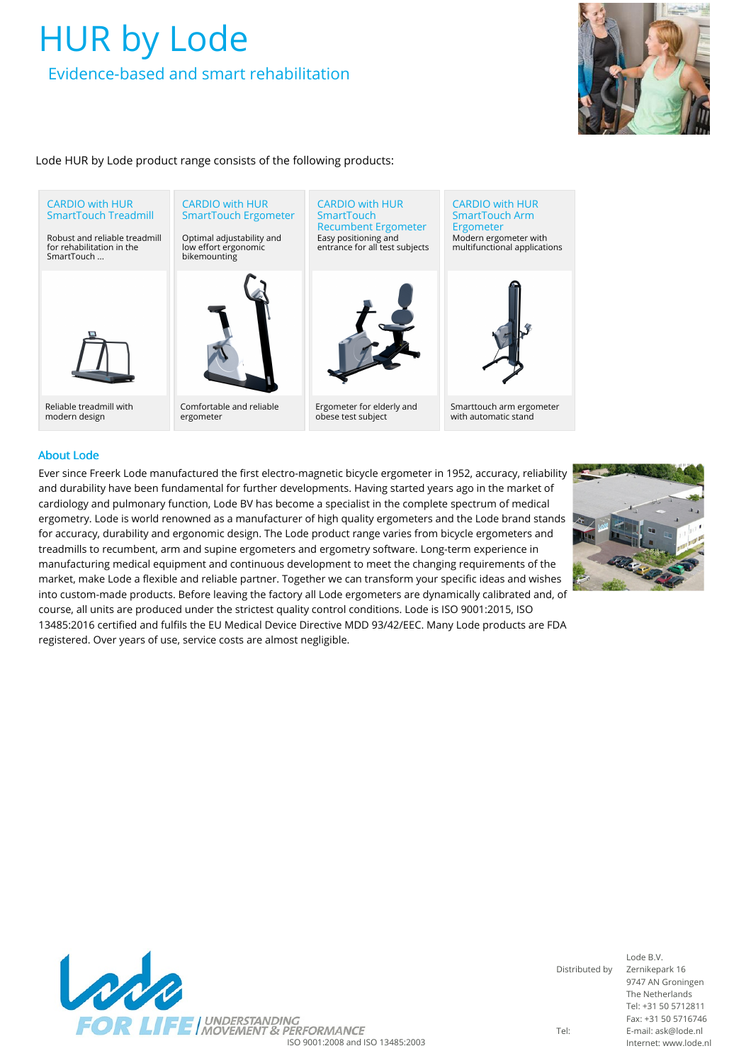# HUR by Lode

## Evidence-based and smart rehabilitation

Lode HUR by Lode product range consists of the following products:

| CARDIO with HUR SmartTouch Treadmill | CARDIO with HUR SmartTouch Ergometer | CARDIO with HUR SmartTouch Recumbent Ergometer | CARDIO with HUR SmartTouch Arm Ergometer |
|---|---|---|---|
| Robust and reliable treadmill for rehabilitation in the SmartTouch ... | Optimal adjustability and low effort ergonomic bikemounting | Easy positioning and entrance for all test subjects | Modern ergometer with multifunctional applications |
| Reliable treadmill with modern design | Comfortable and reliable ergometer | Ergometer for elderly and obese test subject | Smarttouch arm ergometer with automatic stand |

### About Lode

Ever since Freerk Lode manufactured the first electro-magnetic bicycle ergometer in 1952, accuracy, reliability and durability have been fundamental for further developments. Having started years ago in the market of cardiology and pulmonary function, Lode BV has become a specialist in the complete spectrum of medical ergometry. Lode is world renowned as a manufacturer of high quality ergometers and the Lode brand stands for accuracy, durability and ergonomic design. The Lode product range varies from bicycle ergometers and treadmills to recumbent, arm and supine ergometers and ergometry software. Long-term experience in manufacturing medical equipment and continuous development to meet the changing requirements of the market, make Lode a flexible and reliable partner. Together we can transform your specific ideas and wishes into custom-made products. Before leaving the factory all Lode ergometers are dynamically calibrated and, of course, all units are produced under the strictest quality control conditions. Lode is ISO 9001:2015, ISO 13485:2016 certified and fulfils the EU Medical Device Directive MDD 93/42/EEC. Many Lode products are FDA registered. Over years of use, service costs are almost negligible.

Lode FOR LIFE | UNDERSTANDING MOVEMENT & PERFORMANCE

ISO 9001:2008 and ISO 13485:2003

Distributed by

Tel:

Lode B.V.
Zernikepark 16
9747 AN Groningen
The Netherlands
Tel: +31 50 5712811
Fax: +31 50 5716746
E-mail: ask@lode.nl
Internet: www.lode.nl